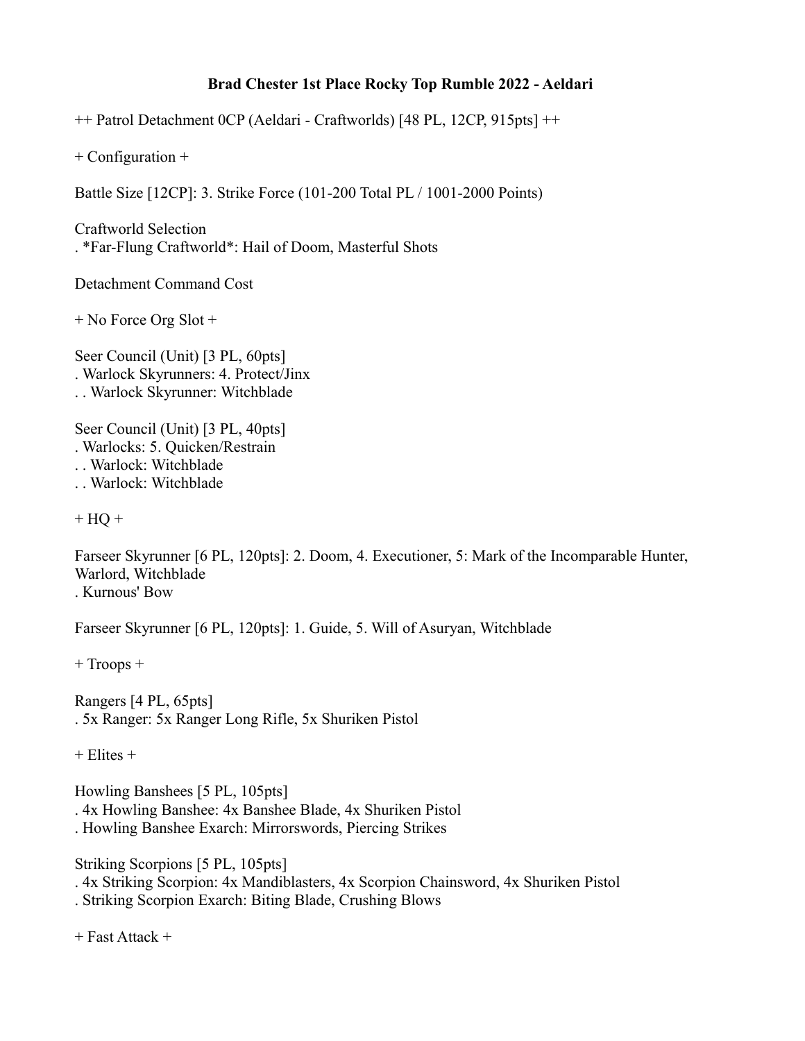**Brad Chester 1st Place Rocky Top Rumble 2022 - Aeldari**

++ Patrol Detachment 0CP (Aeldari - Craftworlds) [48 PL, 12CP, 915pts] ++

+ Configuration +

Battle Size [12CP]: 3. Strike Force (101-200 Total PL / 1001-2000 Points)

Craftworld Selection
. *Far-Flung Craftworld*: Hail of Doom, Masterful Shots

Detachment Command Cost

+ No Force Org Slot +

Seer Council (Unit) [3 PL, 60pts]
. Warlock Skyrunners: 4. Protect/Jinx
. . Warlock Skyrunner: Witchblade

Seer Council (Unit) [3 PL, 40pts]
. Warlocks: 5. Quicken/Restrain
. . Warlock: Witchblade
. . Warlock: Witchblade

+ HQ +

Farseer Skyrunner [6 PL, 120pts]: 2. Doom, 4. Executioner, 5: Mark of the Incomparable Hunter, Warlord, Witchblade
. Kurnous' Bow

Farseer Skyrunner [6 PL, 120pts]: 1. Guide, 5. Will of Asuryan, Witchblade

+ Troops +

Rangers [4 PL, 65pts]
. 5x Ranger: 5x Ranger Long Rifle, 5x Shuriken Pistol

+ Elites +

Howling Banshees [5 PL, 105pts]
. 4x Howling Banshee: 4x Banshee Blade, 4x Shuriken Pistol
. Howling Banshee Exarch: Mirrorswords, Piercing Strikes

Striking Scorpions [5 PL, 105pts]
. 4x Striking Scorpion: 4x Mandiblasters, 4x Scorpion Chainsword, 4x Shuriken Pistol
. Striking Scorpion Exarch: Biting Blade, Crushing Blows

+ Fast Attack +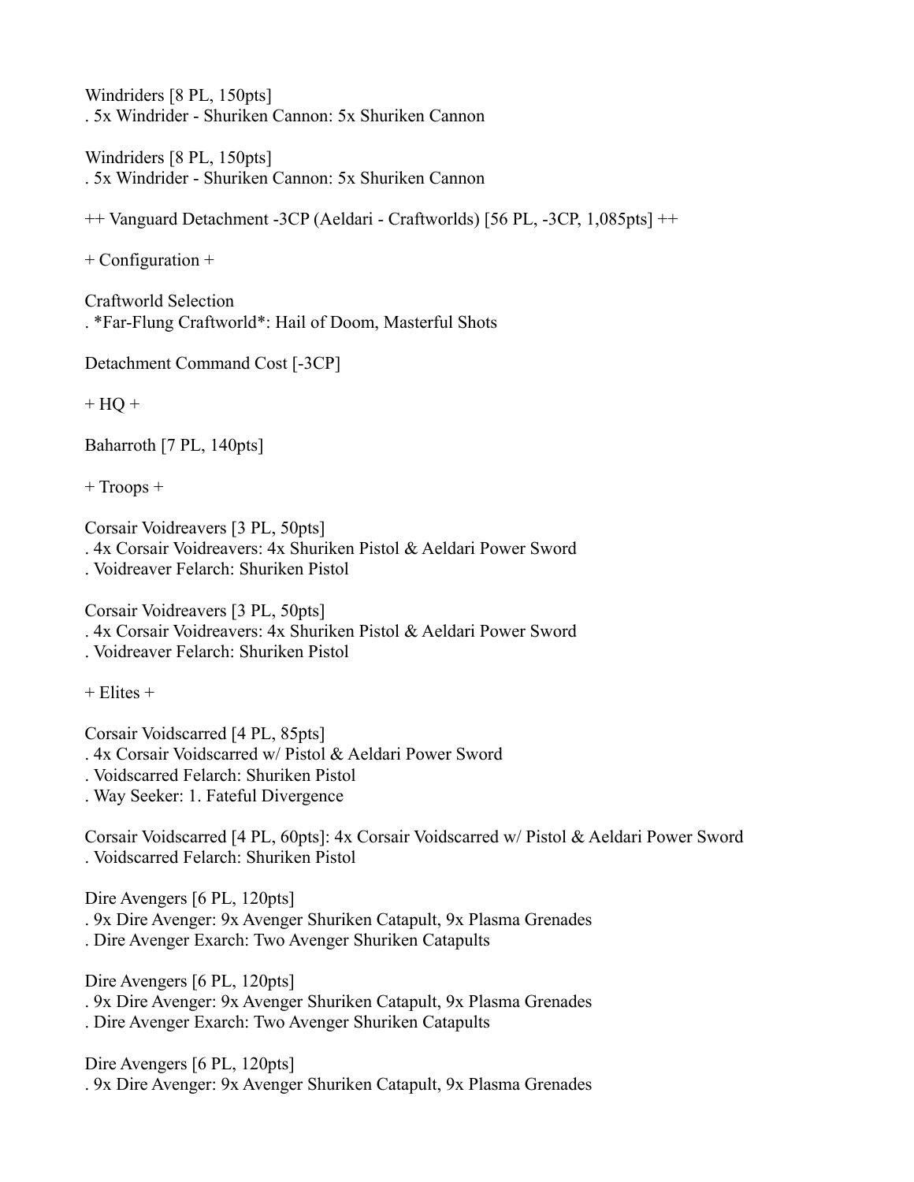Windriders [8 PL, 150pts]
. 5x Windrider - Shuriken Cannon: 5x Shuriken Cannon

Windriders [8 PL, 150pts]
. 5x Windrider - Shuriken Cannon: 5x Shuriken Cannon

++ Vanguard Detachment -3CP (Aeldari - Craftworlds) [56 PL, -3CP, 1,085pts] ++

+ Configuration +

Craftworld Selection
. *Far-Flung Craftworld*: Hail of Doom, Masterful Shots

Detachment Command Cost [-3CP]

+ HQ +

Baharroth [7 PL, 140pts]

+ Troops +

Corsair Voidreavers [3 PL, 50pts]
. 4x Corsair Voidreavers: 4x Shuriken Pistol & Aeldari Power Sword
. Voidreaver Felarch: Shuriken Pistol

Corsair Voidreavers [3 PL, 50pts]
. 4x Corsair Voidreavers: 4x Shuriken Pistol & Aeldari Power Sword
. Voidreaver Felarch: Shuriken Pistol

+ Elites +

Corsair Voidscarred [4 PL, 85pts]
. 4x Corsair Voidscarred w/ Pistol & Aeldari Power Sword
. Voidscarred Felarch: Shuriken Pistol
. Way Seeker: 1. Fateful Divergence

Corsair Voidscarred [4 PL, 60pts]: 4x Corsair Voidscarred w/ Pistol & Aeldari Power Sword
. Voidscarred Felarch: Shuriken Pistol

Dire Avengers [6 PL, 120pts]
. 9x Dire Avenger: 9x Avenger Shuriken Catapult, 9x Plasma Grenades
. Dire Avenger Exarch: Two Avenger Shuriken Catapults

Dire Avengers [6 PL, 120pts]
. 9x Dire Avenger: 9x Avenger Shuriken Catapult, 9x Plasma Grenades
. Dire Avenger Exarch: Two Avenger Shuriken Catapults

Dire Avengers [6 PL, 120pts]
. 9x Dire Avenger: 9x Avenger Shuriken Catapult, 9x Plasma Grenades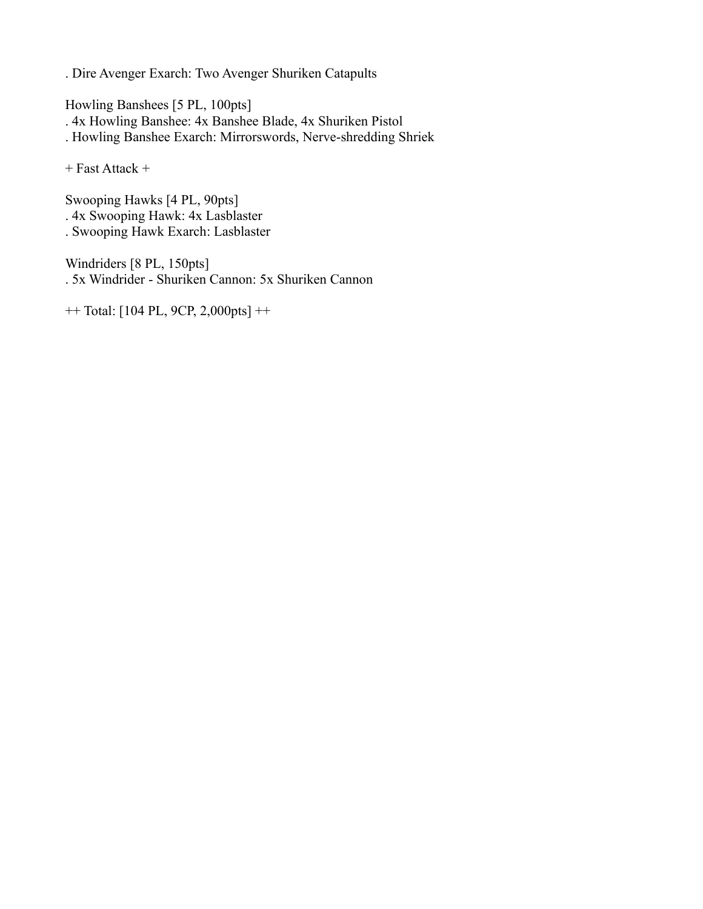. Dire Avenger Exarch: Two Avenger Shuriken Catapults

Howling Banshees [5 PL, 100pts]
. 4x Howling Banshee: 4x Banshee Blade, 4x Shuriken Pistol
. Howling Banshee Exarch: Mirrorswords, Nerve-shredding Shriek

+ Fast Attack +

Swooping Hawks [4 PL, 90pts]
. 4x Swooping Hawk: 4x Lasblaster
. Swooping Hawk Exarch: Lasblaster

Windriders [8 PL, 150pts]
. 5x Windrider - Shuriken Cannon: 5x Shuriken Cannon

++ Total: [104 PL, 9CP, 2,000pts] ++